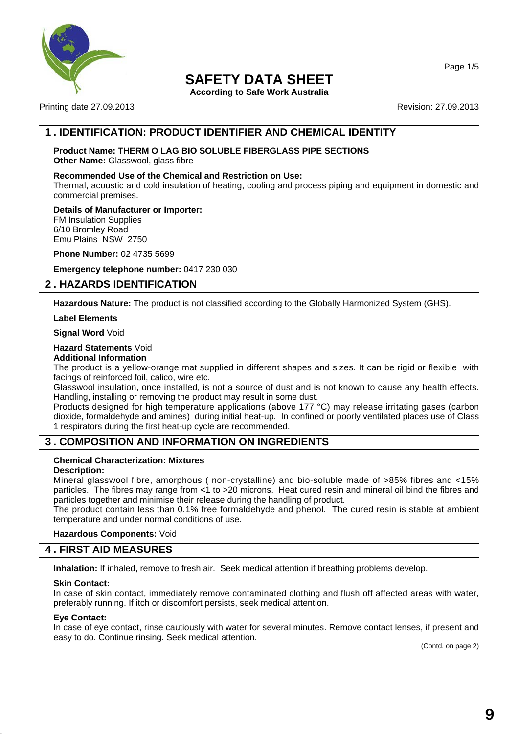# SAFETY DATA SHEET

**According to Safe Work Australia**

Printing date 27.09.2013

Revision: 27.09.2013

## 1 . IDENTIFICATION: PRODUCT IDENTIFIER AND CHEMICAL IDENTITY

**Product Name: THERM O LAG BIO SOLUBLE FIBERGLASS PIPE SECTIONS**
**Other Name:** Glasswool, glass fibre

**Recommended Use of the Chemical and Restriction on Use:**
Thermal, acoustic and cold insulation of heating, cooling and process piping and equipment in domestic and commercial premises.

**Details of Manufacturer or Importer:**
FM Insulation Supplies
6/10 Bromley Road
Emu Plains NSW 2750

**Phone Number:** 02 4735 5699

**Emergency telephone number:** 0417 230 030

## 2 . HAZARDS IDENTIFICATION

**Hazardous Nature:** The product is not classified according to the Globally Harmonized System (GHS).

**Label Elements**

**Signal Word** Void

**Hazard Statements** Void
**Additional Information**
The product is a yellow-orange mat supplied in different shapes and sizes. It can be rigid or flexible with facings of reinforced foil, calico, wire etc.
Glasswool insulation, once installed, is not a source of dust and is not known to cause any health effects. Handling, installing or removing the product may result in some dust.
Products designed for high temperature applications (above 177 °C) may release irritating gases (carbon dioxide, formaldehyde and amines) during initial heat-up. In confined or poorly ventilated places use of Class 1 respirators during the first heat-up cycle are recommended.

## 3 . COMPOSITION AND INFORMATION ON INGREDIENTS

**Chemical Characterization: Mixtures**
**Description:**
Mineral glasswool fibre, amorphous ( non-crystalline) and bio-soluble made of >85% fibres and <15% particles. The fibres may range from <1 to >20 microns. Heat cured resin and mineral oil bind the fibres and particles together and minimise their release during the handling of product.
The product contain less than 0.1% free formaldehyde and phenol. The cured resin is stable at ambient temperature and under normal conditions of use.

**Hazardous Components:** Void

## 4 . FIRST AID MEASURES

**Inhalation:** If inhaled, remove to fresh air. Seek medical attention if breathing problems develop.

**Skin Contact:**
In case of skin contact, immediately remove contaminated clothing and flush off affected areas with water, preferably running. If itch or discomfort persists, seek medical attention.

**Eye Contact:**
In case of eye contact, rinse cautiously with water for several minutes. Remove contact lenses, if present and easy to do. Continue rinsing. Seek medical attention.

(Contd. on page 2)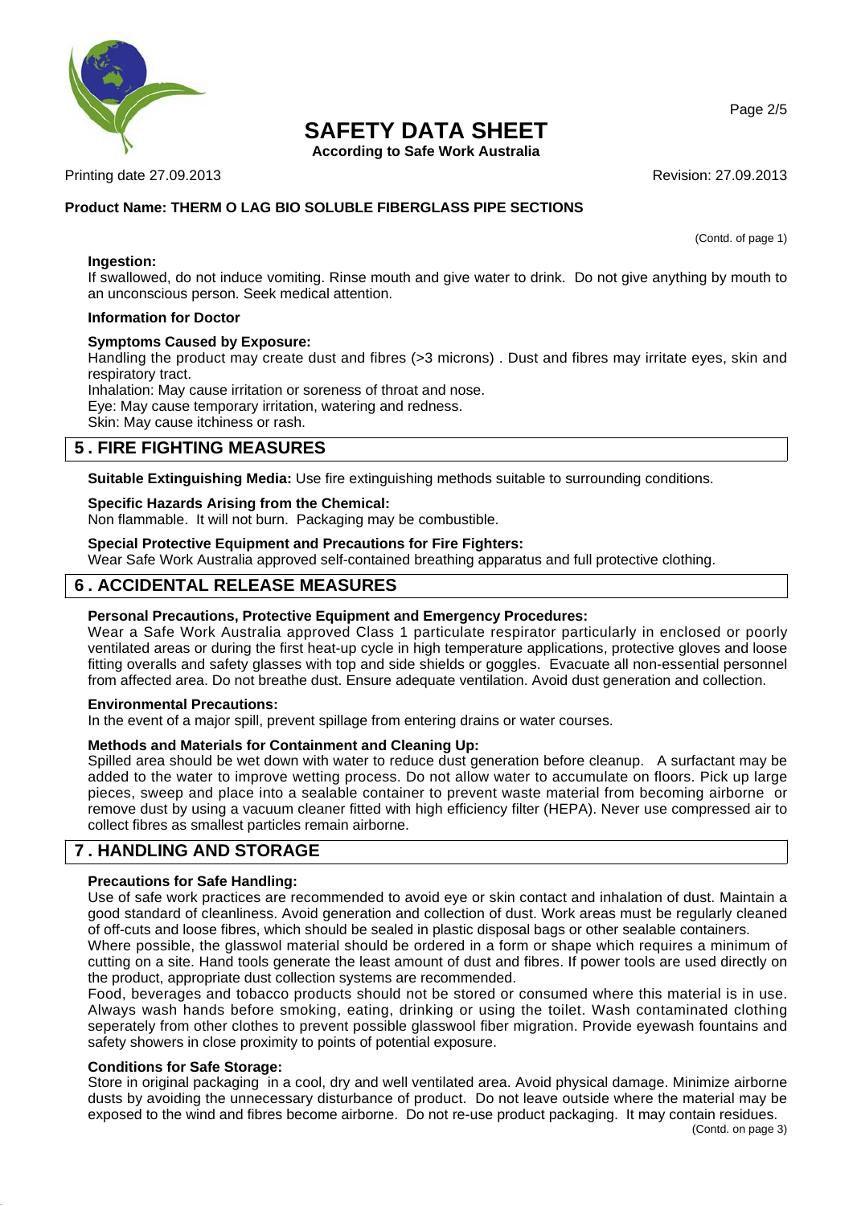**Product Name: THERM O LAG BIO SOLUBLE FIBERGLASS PIPE SECTIONS**

(Contd. of page 1)

**Ingestion:**
If swallowed, do not induce vomiting. Rinse mouth and give water to drink. Do not give anything by mouth to an unconscious person. Seek medical attention.

**Information for Doctor**

**Symptoms Caused by Exposure:**
Handling the product may create dust and fibres (>3 microns) . Dust and fibres may irritate eyes, skin and respiratory tract.
Inhalation: May cause irritation or soreness of throat and nose.
Eye: May cause temporary irritation, watering and redness.
Skin: May cause itchiness or rash.

## 5 . FIRE FIGHTING MEASURES

**Suitable Extinguishing Media:** Use fire extinguishing methods suitable to surrounding conditions.

**Specific Hazards Arising from the Chemical:**
Non flammable. It will not burn. Packaging may be combustible.

**Special Protective Equipment and Precautions for Fire Fighters:**
Wear Safe Work Australia approved self-contained breathing apparatus and full protective clothing.

## 6 . ACCIDENTAL RELEASE MEASURES

**Personal Precautions, Protective Equipment and Emergency Procedures:**
Wear a Safe Work Australia approved Class 1 particulate respirator particularly in enclosed or poorly ventilated areas or during the first heat-up cycle in high temperature applications, protective gloves and loose fitting overalls and safety glasses with top and side shields or goggles. Evacuate all non-essential personnel from affected area. Do not breathe dust. Ensure adequate ventilation. Avoid dust generation and collection.

**Environmental Precautions:**
In the event of a major spill, prevent spillage from entering drains or water courses.

**Methods and Materials for Containment and Cleaning Up:**
Spilled area should be wet down with water to reduce dust generation before cleanup. A surfactant may be added to the water to improve wetting process. Do not allow water to accumulate on floors. Pick up large pieces, sweep and place into a sealable container to prevent waste material from becoming airborne or remove dust by using a vacuum cleaner fitted with high efficiency filter (HEPA). Never use compressed air to collect fibres as smallest particles remain airborne.

## 7 . HANDLING AND STORAGE

**Precautions for Safe Handling:**
Use of safe work practices are recommended to avoid eye or skin contact and inhalation of dust. Maintain a good standard of cleanliness. Avoid generation and collection of dust. Work areas must be regularly cleaned of off-cuts and loose fibres, which should be sealed in plastic disposal bags or other sealable containers.
Where possible, the glasswol material should be ordered in a form or shape which requires a minimum of cutting on a site. Hand tools generate the least amount of dust and fibres. If power tools are used directly on the product, appropriate dust collection systems are recommended.
Food, beverages and tobacco products should not be stored or consumed where this material is in use. Always wash hands before smoking, eating, drinking or using the toilet. Wash contaminated clothing seperately from other clothes to prevent possible glasswool fiber migration. Provide eyewash fountains and safety showers in close proximity to points of potential exposure.

**Conditions for Safe Storage:**
Store in original packaging in a cool, dry and well ventilated area. Avoid physical damage. Minimize airborne dusts by avoiding the unnecessary disturbance of product. Do not leave outside where the material may be exposed to the wind and fibres become airborne. Do not re-use product packaging. It may contain residues.

(Contd. on page 3)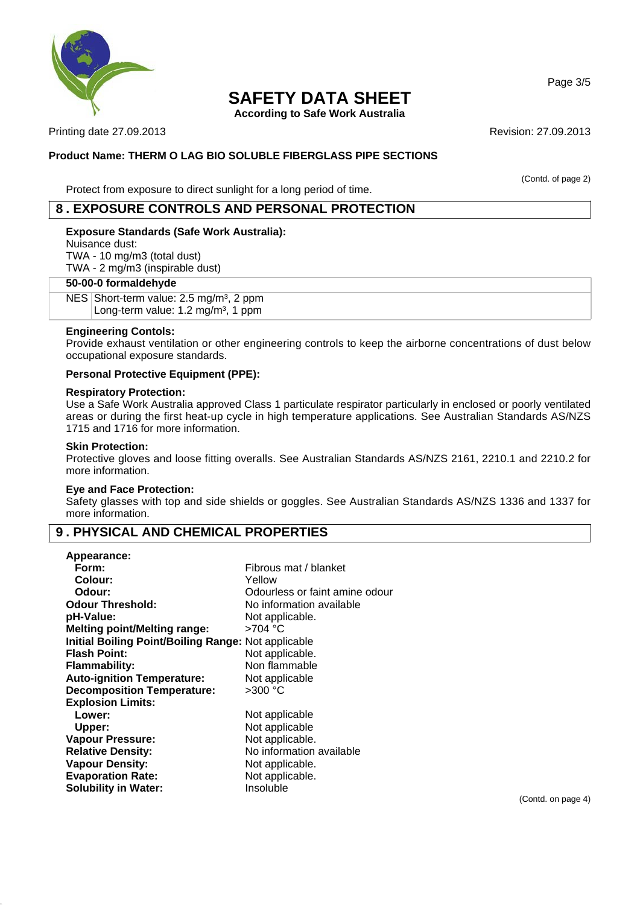Protect from exposure to direct sunlight for a long period of time.

## 8 . EXPOSURE CONTROLS AND PERSONAL PROTECTION

**Exposure Standards (Safe Work Australia):**

Nuisance dust:

TWA - 10 mg/m3 (total dust)

TWA - 2 mg/m3 (inspirable dust)

| **50-00-0 formaldehyde** | |
|---|---|
| NES | Short-term value: 2.5 mg/m³, 2 ppm<br>Long-term value: 1.2 mg/m³, 1 ppm |

**Engineering Contols:**

Provide exhaust ventilation or other engineering controls to keep the airborne concentrations of dust below occupational exposure standards.

**Personal Protective Equipment (PPE):**

**Respiratory Protection:**

Use a Safe Work Australia approved Class 1 particulate respirator particularly in enclosed or poorly ventilated areas or during the first heat-up cycle in high temperature applications. See Australian Standards AS/NZS 1715 and 1716 for more information.

**Skin Protection:**

Protective gloves and loose fitting overalls. See Australian Standards AS/NZS 2161, 2210.1 and 2210.2 for more information.

**Eye and Face Protection:**

Safety glasses with top and side shields or goggles. See Australian Standards AS/NZS 1336 and 1337 for more information.

## 9 . PHYSICAL AND CHEMICAL PROPERTIES

| | |
|---|---|
| **Appearance:** | |
| **Form:** | Fibrous mat / blanket |
| **Colour:** | Yellow |
| **Odour:** | Odourless or faint amine odour |
| **Odour Threshold:** | No information available |
| **pH-Value:** | Not applicable. |
| **Melting point/Melting range:** | >704 °C |
| **Initial Boiling Point/Boiling Range:** | Not applicable |
| **Flash Point:** | Not applicable. |
| **Flammability:** | Non flammable |
| **Auto-ignition Temperature:** | Not applicable |
| **Decomposition Temperature:** | >300 °C |
| **Explosion Limits:** | |
| **Lower:** | Not applicable |
| **Upper:** | Not applicable |
| **Vapour Pressure:** | Not applicable. |
| **Relative Density:** | No information available |
| **Vapour Density:** | Not applicable. |
| **Evaporation Rate:** | Not applicable. |
| **Solubility in Water:** | Insoluble |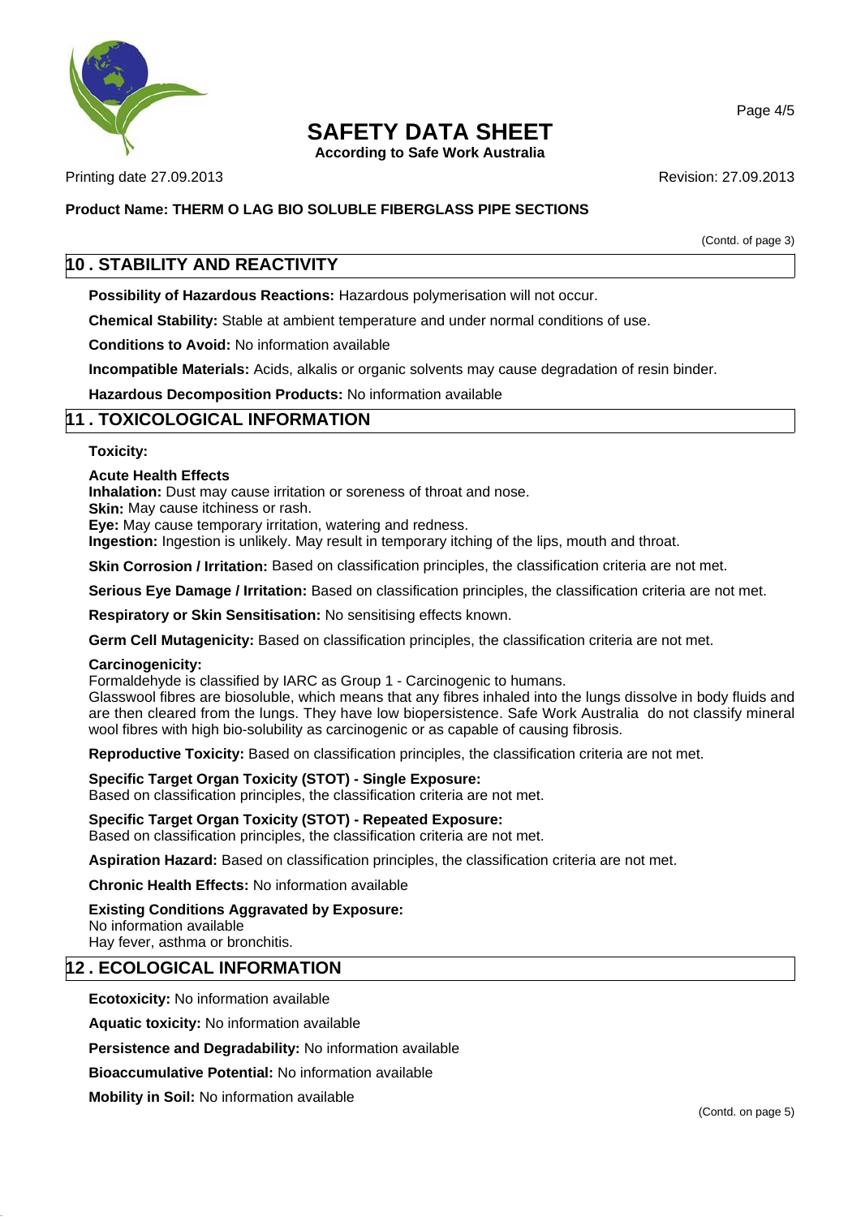**Product Name: THERM O LAG BIO SOLUBLE FIBERGLASS PIPE SECTIONS**

(Contd. of page 3)

## 10 . STABILITY AND REACTIVITY

**Possibility of Hazardous Reactions:** Hazardous polymerisation will not occur.

**Chemical Stability:** Stable at ambient temperature and under normal conditions of use.

**Conditions to Avoid:** No information available

**Incompatible Materials:** Acids, alkalis or organic solvents may cause degradation of resin binder.

**Hazardous Decomposition Products:** No information available

## 11 . TOXICOLOGICAL INFORMATION

**Toxicity:**

**Acute Health Effects**
**Inhalation:** Dust may cause irritation or soreness of throat and nose.
**Skin:** May cause itchiness or rash.
**Eye:** May cause temporary irritation, watering and redness.
**Ingestion:** Ingestion is unlikely. May result in temporary itching of the lips, mouth and throat.

**Skin Corrosion / Irritation:** Based on classification principles, the classification criteria are not met.

**Serious Eye Damage / Irritation:** Based on classification principles, the classification criteria are not met.

**Respiratory or Skin Sensitisation:** No sensitising effects known.

**Germ Cell Mutagenicity:** Based on classification principles, the classification criteria are not met.

**Carcinogenicity:**
Formaldehyde is classified by IARC as Group 1 - Carcinogenic to humans.
Glasswool fibres are biosoluble, which means that any fibres inhaled into the lungs dissolve in body fluids and are then cleared from the lungs. They have low biopersistence. Safe Work Australia do not classify mineral wool fibres with high bio-solubility as carcinogenic or as capable of causing fibrosis.

**Reproductive Toxicity:** Based on classification principles, the classification criteria are not met.

**Specific Target Organ Toxicity (STOT) - Single Exposure:**
Based on classification principles, the classification criteria are not met.

**Specific Target Organ Toxicity (STOT) - Repeated Exposure:**
Based on classification principles, the classification criteria are not met.

**Aspiration Hazard:** Based on classification principles, the classification criteria are not met.

**Chronic Health Effects:** No information available

**Existing Conditions Aggravated by Exposure:**
No information available
Hay fever, asthma or bronchitis.

## 12 . ECOLOGICAL INFORMATION

**Ecotoxicity:** No information available

**Aquatic toxicity:** No information available

**Persistence and Degradability:** No information available

**Bioaccumulative Potential:** No information available

**Mobility in Soil:** No information available

(Contd. on page 5)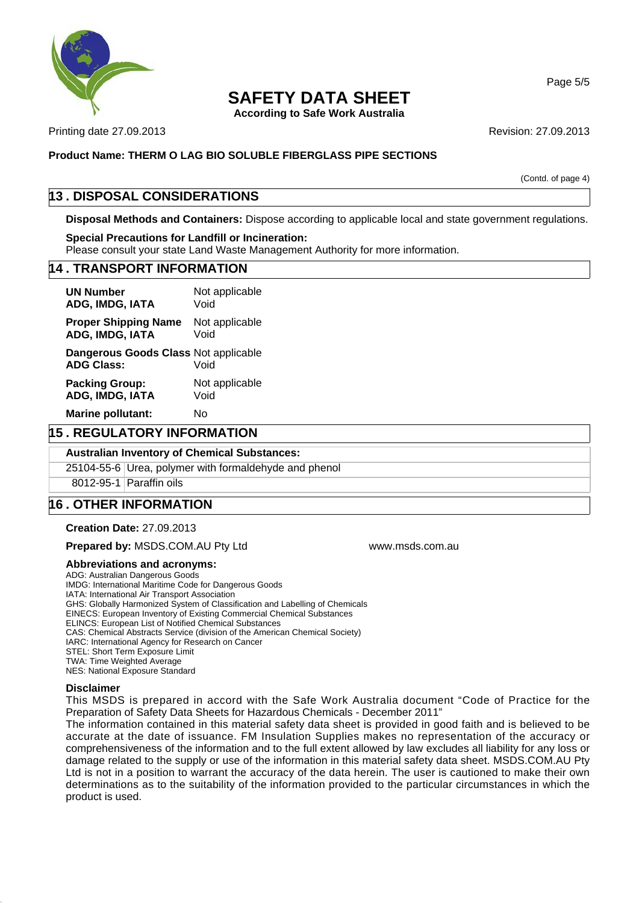# SAFETY DATA SHEET

**According to Safe Work Australia**

Printing date 27.09.2013

Revision: 27.09.2013

**Product Name: THERM O LAG BIO SOLUBLE FIBERGLASS PIPE SECTIONS**

(Contd. of page 4)

## 13 . DISPOSAL CONSIDERATIONS

**Disposal Methods and Containers:** Dispose according to applicable local and state government regulations.

**Special Precautions for Landfill or Incineration:**
Please consult your state Land Waste Management Authority for more information.

## 14 . TRANSPORT INFORMATION

| | |
|---|---|
| **UN Number** | Not applicable |
| **ADG, IMDG, IATA** | Void |
| **Proper Shipping Name** | Not applicable |
| **ADG, IMDG, IATA** | Void |
| **Dangerous Goods Class** | Not applicable |
| **ADG Class:** | Void |
| **Packing Group:** | Not applicable |
| **ADG, IMDG, IATA** | Void |
| **Marine pollutant:** | No |

## 15 . REGULATORY INFORMATION

**Australian Inventory of Chemical Substances:**

| | |
|---|---|
| 25104-55-6 | Urea, polymer with formaldehyde and phenol |
| 8012-95-1 | Paraffin oils |

## 16 . OTHER INFORMATION

**Creation Date:** 27.09.2013

**Prepared by:** MSDS.COM.AU Pty Ltd www.msds.com.au

**Abbreviations and acronyms:**
ADG: Australian Dangerous Goods
IMDG: International Maritime Code for Dangerous Goods
IATA: International Air Transport Association
GHS: Globally Harmonized System of Classification and Labelling of Chemicals
EINECS: European Inventory of Existing Commercial Chemical Substances
ELINCS: European List of Notified Chemical Substances
CAS: Chemical Abstracts Service (division of the American Chemical Society)
IARC: International Agency for Research on Cancer
STEL: Short Term Exposure Limit
TWA: Time Weighted Average
NES: National Exposure Standard

**Disclaimer**
This MSDS is prepared in accord with the Safe Work Australia document "Code of Practice for the Preparation of Safety Data Sheets for Hazardous Chemicals - December 2011"
The information contained in this material safety data sheet is provided in good faith and is believed to be accurate at the date of issuance. FM Insulation Supplies makes no representation of the accuracy or comprehensiveness of the information and to the full extent allowed by law excludes all liability for any loss or damage related to the supply or use of the information in this material safety data sheet. MSDS.COM.AU Pty Ltd is not in a position to warrant the accuracy of the data herein. The user is cautioned to make their own determinations as to the suitability of the information provided to the particular circumstances in which the product is used.